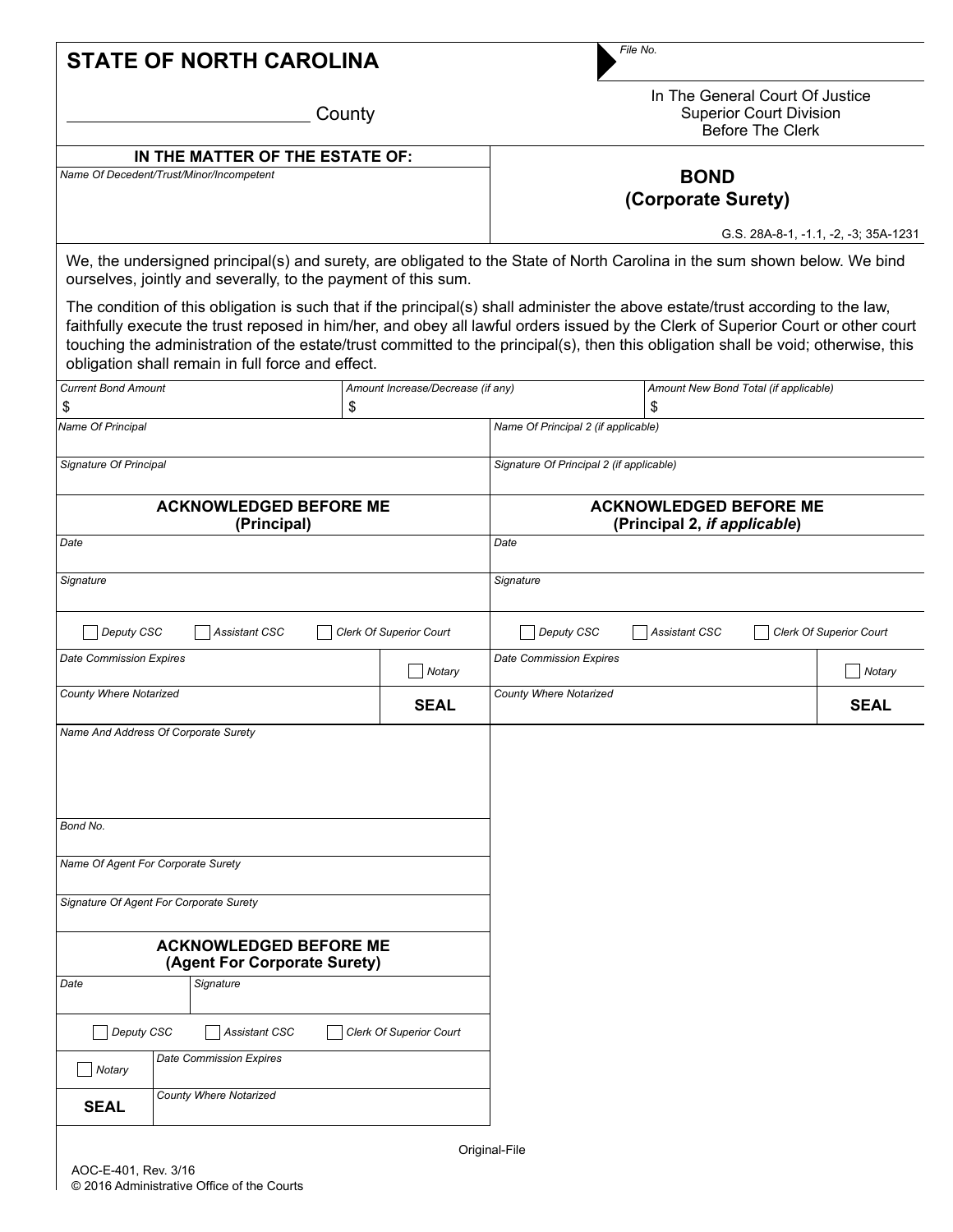**STATE OF NORTH CAROLINA**

_________________________ County

File No.

In The General Court Of Justice
Superior Court Division
Before The Clerk

**IN THE MATTER OF THE ESTATE OF:**

*Name Of Decedent/Trust/Minor/Incompetent*

## BOND
## (Corporate Surety)

G.S. 28A-8-1, -1.1, -2, -3; 35A-1231

We, the undersigned principal(s) and surety, are obligated to the State of North Carolina in the sum shown below. We bind ourselves, jointly and severally, to the payment of this sum.

The condition of this obligation is such that if the principal(s) shall administer the above estate/trust according to the law, faithfully execute the trust reposed in him/her, and obey all lawful orders issued by the Clerk of Superior Court or other court touching the administration of the estate/trust committed to the principal(s), then this obligation shall be void; otherwise, this obligation shall remain in full force and effect.

| *Current Bond Amount* | *Amount Increase/Decrease (if any)* | *Amount New Bond Total (if applicable)* |
|---|---|---|
| $ | $ | $ |

| *Name Of Principal* | *Name Of Principal 2 (if applicable)* |
|---|---|
| *Signature Of Principal* | *Signature Of Principal 2 (if applicable)* |

| **ACKNOWLEDGED BEFORE ME (Principal)** | **ACKNOWLEDGED BEFORE ME (Principal 2, *if applicable*)** |
|---|---|
| *Date* | *Date* |
| *Signature* | *Signature* |
| ☐ Deputy CSC ☐ Assistant CSC ☐ Clerk Of Superior Court | ☐ Deputy CSC ☐ Assistant CSC ☐ Clerk Of Superior Court |
| *Date Commission Expires* ☐ Notary | *Date Commission Expires* ☐ Notary |
| *County Where Notarized* **SEAL** | *County Where Notarized* **SEAL** |

*Name And Address Of Corporate Surety*

*Bond No.*

*Name Of Agent For Corporate Surety*

*Signature Of Agent For Corporate Surety*

**ACKNOWLEDGED BEFORE ME**
**(Agent For Corporate Surety)**

| *Date* | *Signature* |
|---|---|
| ☐ Deputy CSC ☐ Assistant CSC ☐ Clerk Of Superior Court | |
| ☐ Notary | *Date Commission Expires* |
| **SEAL** | *County Where Notarized* |

Original-File

AOC-E-401, Rev. 3/16
© 2016 Administrative Office of the Courts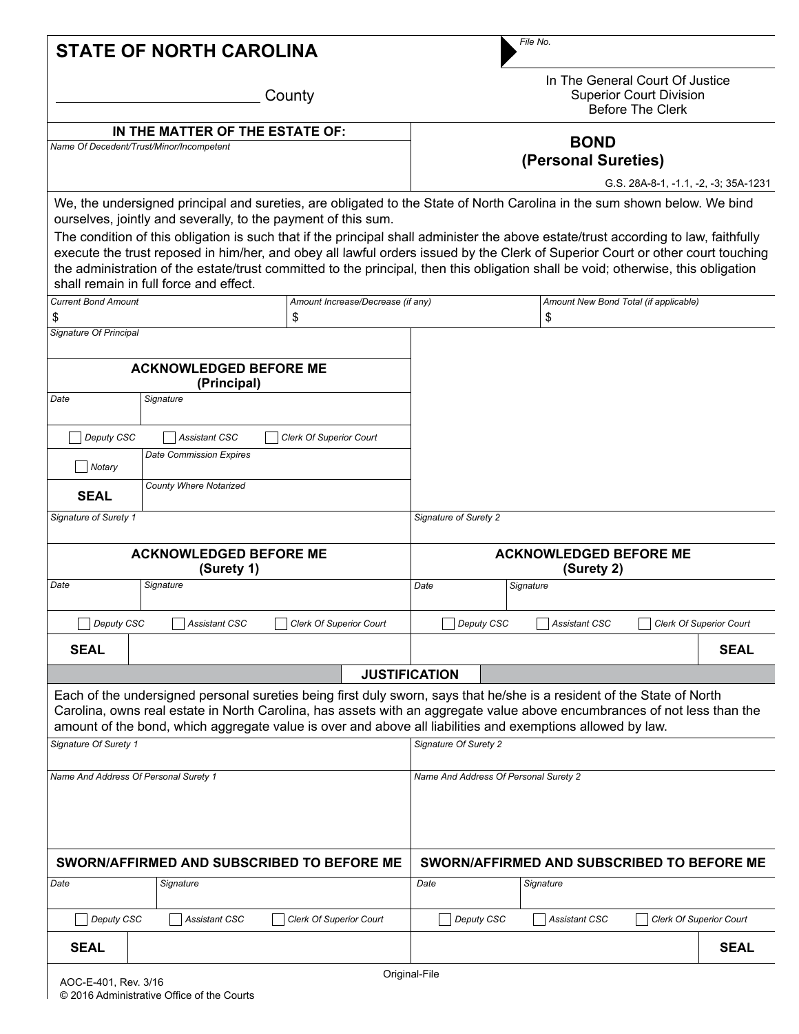# STATE OF NORTH CAROLINA

File No.

_________________________ County

In The General Court Of Justice
Superior Court Division
Before The Clerk

**IN THE MATTER OF THE ESTATE OF:**

*Name Of Decedent/Trust/Minor/Incompetent*

## BOND
## (Personal Sureties)

G.S. 28A-8-1, -1.1, -2, -3; 35A-1231

We, the undersigned principal and sureties, are obligated to the State of North Carolina in the sum shown below. We bind ourselves, jointly and severally, to the payment of this sum.

The condition of this obligation is such that if the principal shall administer the above estate/trust according to law, faithfully execute the trust reposed in him/her, and obey all lawful orders issued by the Clerk of Superior Court or other court touching the administration of the estate/trust committed to the principal, then this obligation shall be void; otherwise, this obligation shall remain in full force and effect.

| Current Bond Amount | Amount Increase/Decrease (if any) | Amount New Bond Total (if applicable) |
|---|---|---|
| $ | $ | $ |

*Signature Of Principal*

### ACKNOWLEDGED BEFORE ME (Principal)

*Date* | *Signature*

☐ Deputy CSC ☐ Assistant CSC ☐ Clerk Of Superior Court

☐ Notary

*Date Commission Expires*

*County Where Notarized*

**SEAL**

| *Signature of Surety 1* | *Signature of Surety 2* |
|---|---|
| | |

| ACKNOWLEDGED BEFORE ME (Surety 1) | ACKNOWLEDGED BEFORE ME (Surety 2) |
|---|---|
| *Date* / *Signature* | *Date* / *Signature* |
| ☐ Deputy CSC ☐ Assistant CSC ☐ Clerk Of Superior Court | ☐ Deputy CSC ☐ Assistant CSC ☐ Clerk Of Superior Court |
| **SEAL** | **SEAL** |

## JUSTIFICATION

Each of the undersigned personal sureties being first duly sworn, says that he/she is a resident of the State of North Carolina, owns real estate in North Carolina, has assets with an aggregate value above encumbrances of not less than the amount of the bond, which aggregate value is over and above all liabilities and exemptions allowed by law.

| *Signature Of Surety 1* | *Signature Of Surety 2* |
|---|---|
| | |
| *Name And Address Of Personal Surety 1* | *Name And Address Of Personal Surety 2* |
| | |

| SWORN/AFFIRMED AND SUBSCRIBED TO BEFORE ME | SWORN/AFFIRMED AND SUBSCRIBED TO BEFORE ME |
|---|---|
| *Date* / *Signature* | *Date* / *Signature* |
| ☐ Deputy CSC ☐ Assistant CSC ☐ Clerk Of Superior Court | ☐ Deputy CSC ☐ Assistant CSC ☐ Clerk Of Superior Court |
| **SEAL** | **SEAL** |

AOC-E-401, Rev. 3/16
© 2016 Administrative Office of the Courts

Original-File